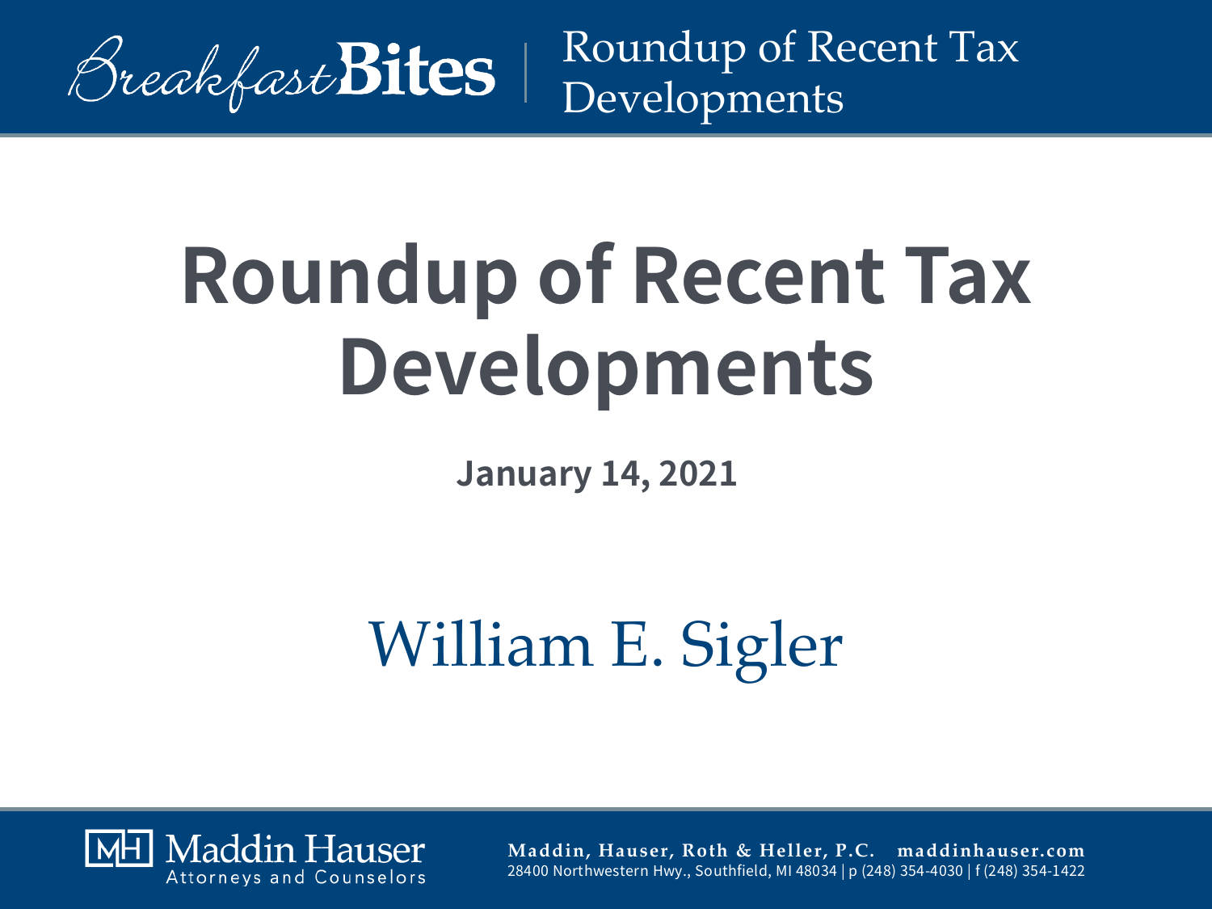# Roundup of Recent Tax Developments

**January 14, 2021**

William E. Sigler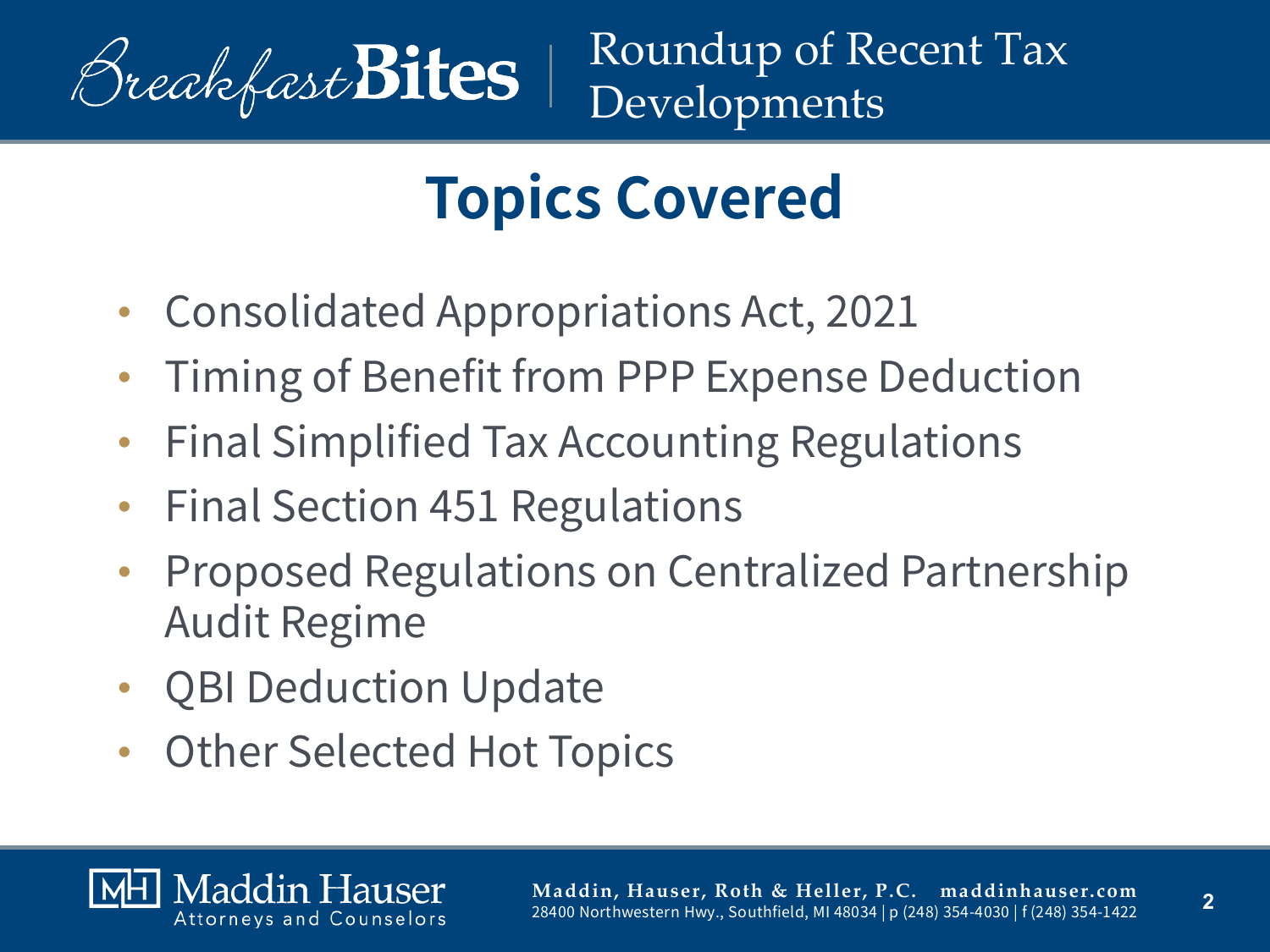# Topics Covered

- Consolidated Appropriations Act, 2021
- Timing of Benefit from PPP Expense Deduction
- Final Simplified Tax Accounting Regulations
- Final Section 451 Regulations
- Proposed Regulations on Centralized Partnership Audit Regime
- QBI Deduction Update
- Other Selected Hot Topics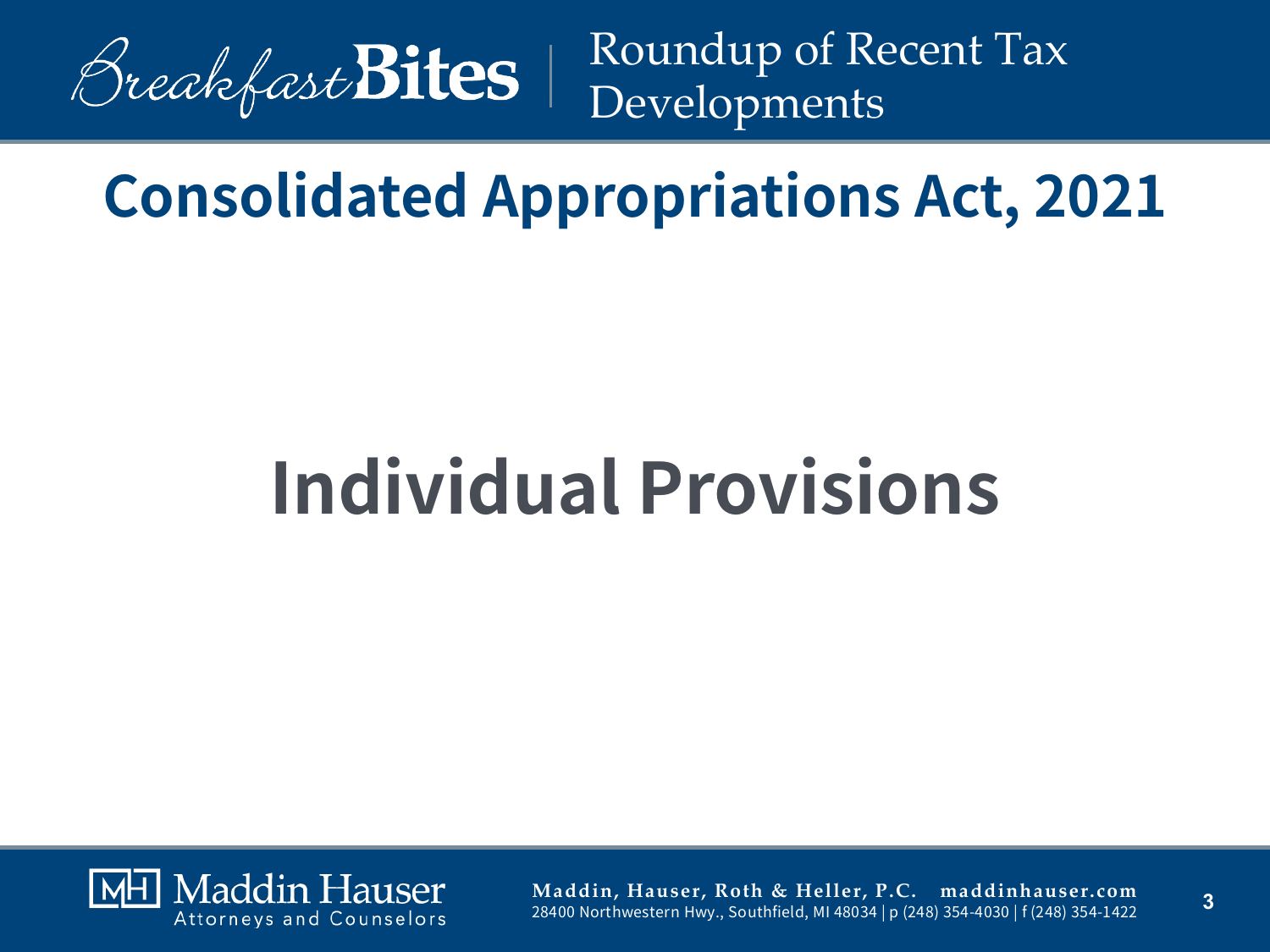# Consolidated Appropriations Act, 2021

## Individual Provisions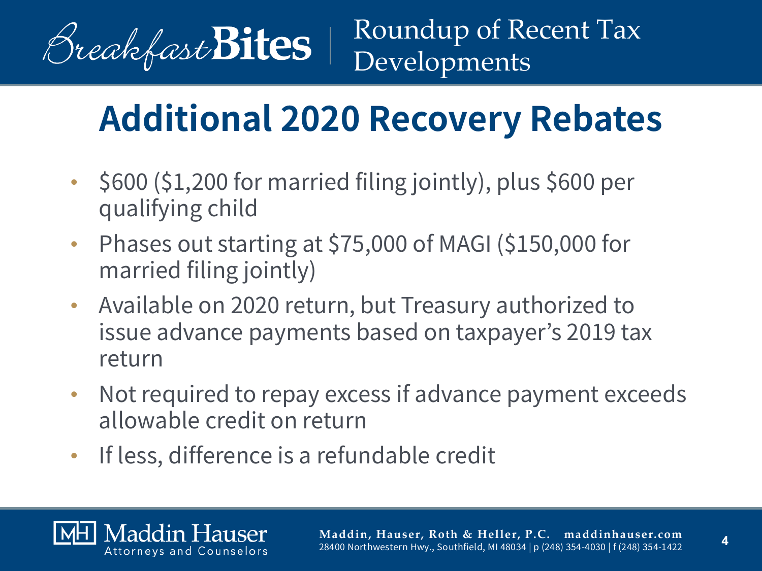# Additional 2020 Recovery Rebates

- $600 ($1,200 for married filing jointly), plus $600 per qualifying child
- Phases out starting at $75,000 of MAGI ($150,000 for married filing jointly)
- Available on 2020 return, but Treasury authorized to issue advance payments based on taxpayer's 2019 tax return
- Not required to repay excess if advance payment exceeds allowable credit on return
- If less, difference is a refundable credit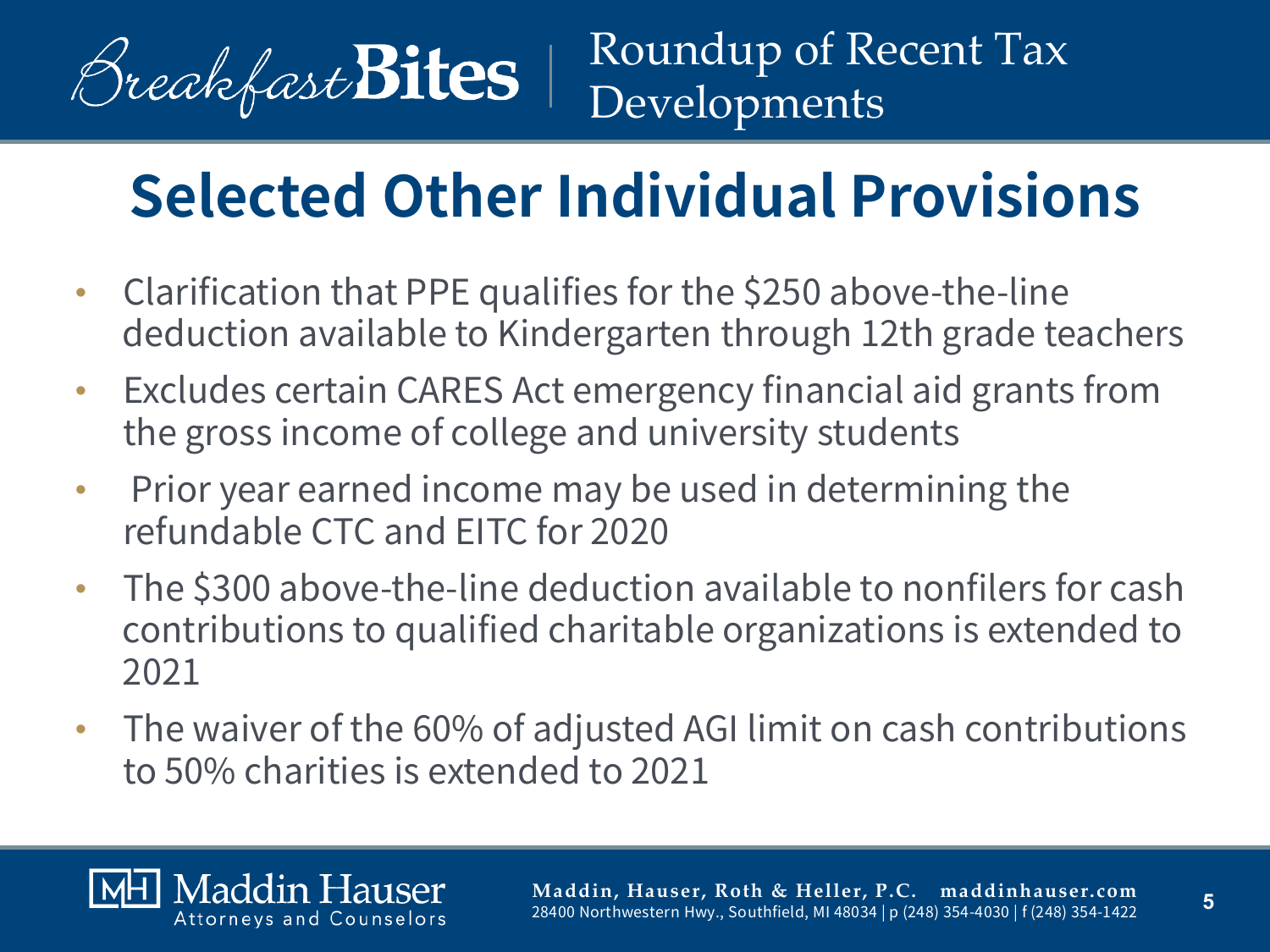# Selected Other Individual Provisions

- Clarification that PPE qualifies for the $250 above-the-line deduction available to Kindergarten through 12th grade teachers
- Excludes certain CARES Act emergency financial aid grants from the gross income of college and university students
- Prior year earned income may be used in determining the refundable CTC and EITC for 2020
- The $300 above-the-line deduction available to nonfilers for cash contributions to qualified charitable organizations is extended to 2021
- The waiver of the 60% of adjusted AGI limit on cash contributions to 50% charities is extended to 2021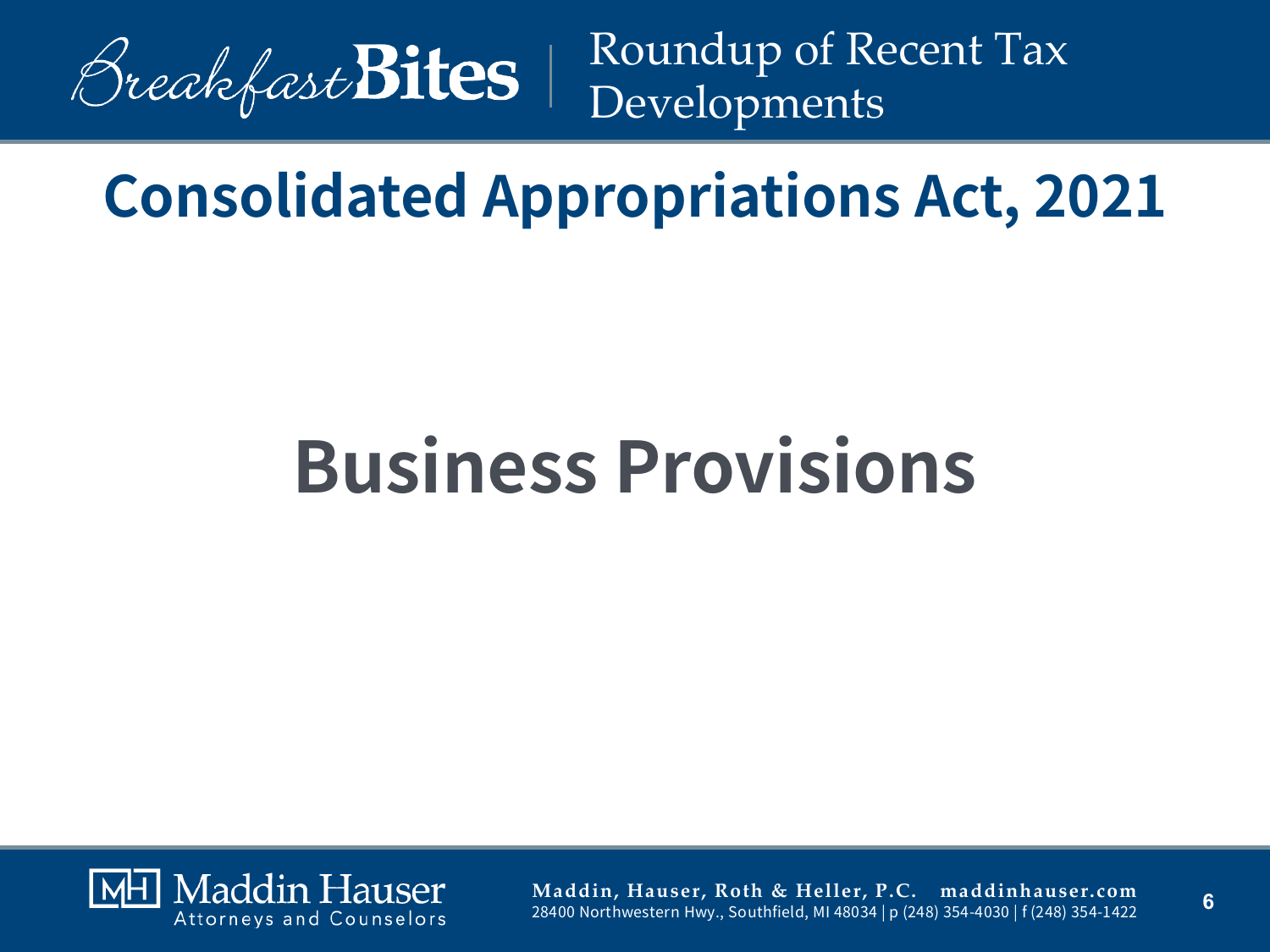# Consolidated Appropriations Act, 2021

## Business Provisions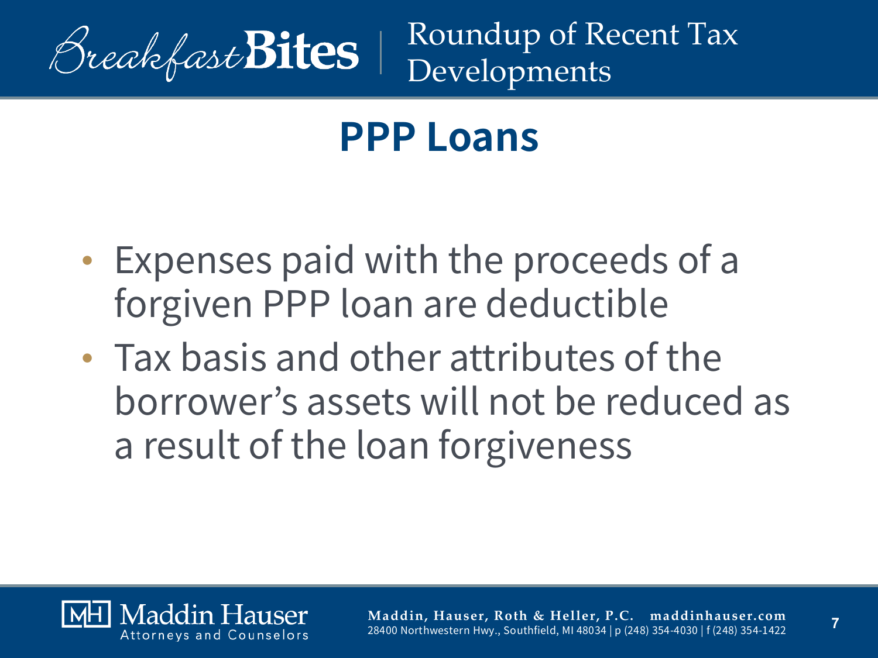# PPP Loans

- Expenses paid with the proceeds of a forgiven PPP loan are deductible
- Tax basis and other attributes of the borrower's assets will not be reduced as a result of the loan forgiveness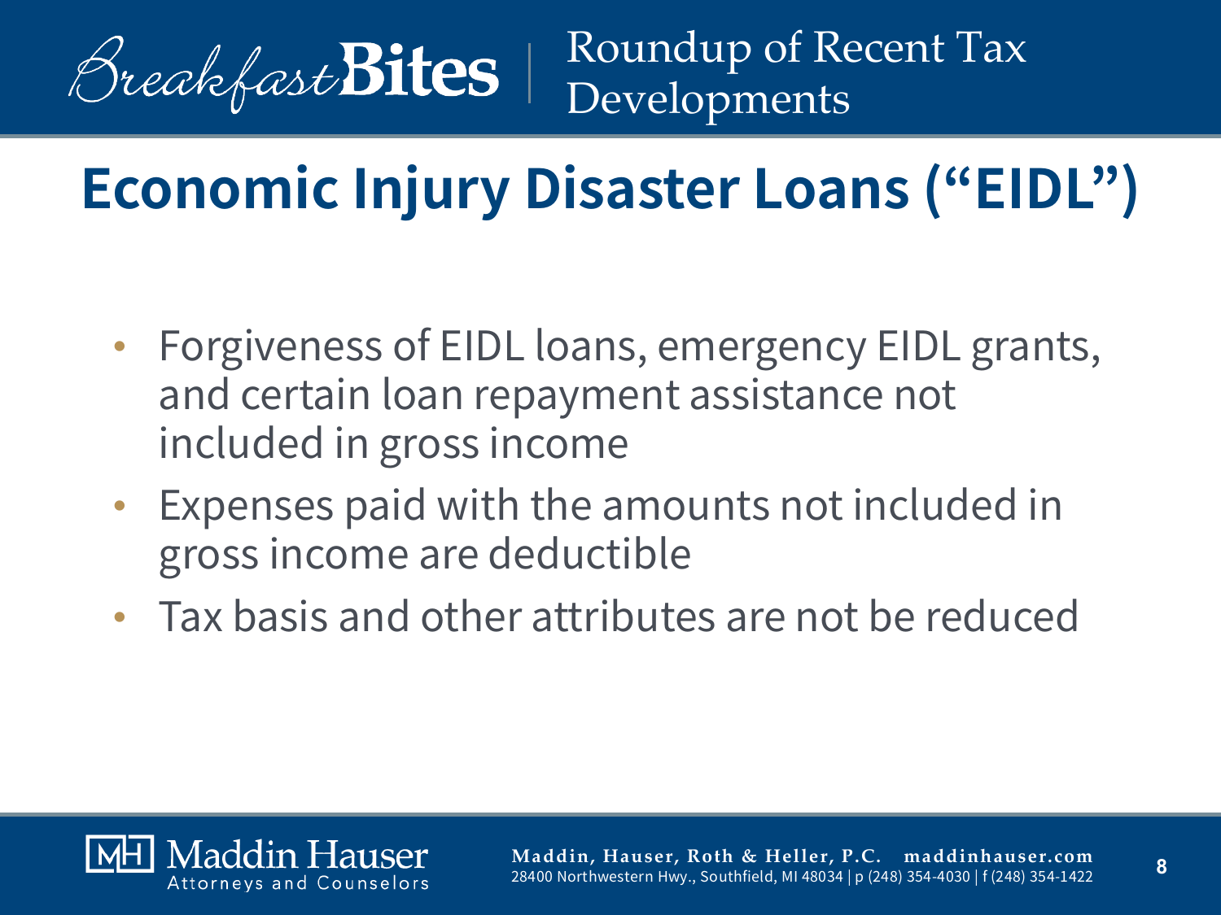# Economic Injury Disaster Loans ("EIDL")

- Forgiveness of EIDL loans, emergency EIDL grants, and certain loan repayment assistance not included in gross income
- Expenses paid with the amounts not included in gross income are deductible
- Tax basis and other attributes are not be reduced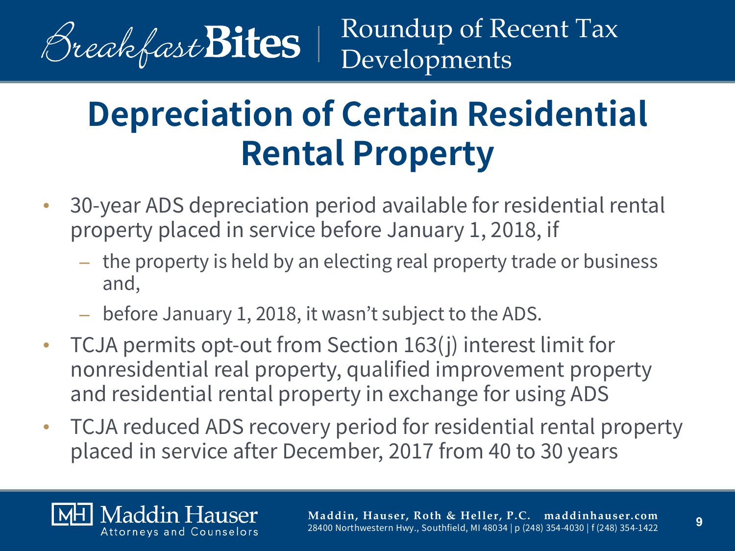# Depreciation of Certain Residential Rental Property

- 30-year ADS depreciation period available for residential rental property placed in service before January 1, 2018, if
  - the property is held by an electing real property trade or business and,
  - before January 1, 2018, it wasn't subject to the ADS.
- TCJA permits opt-out from Section 163(j) interest limit for nonresidential real property, qualified improvement property and residential rental property in exchange for using ADS
- TCJA reduced ADS recovery period for residential rental property placed in service after December, 2017 from 40 to 30 years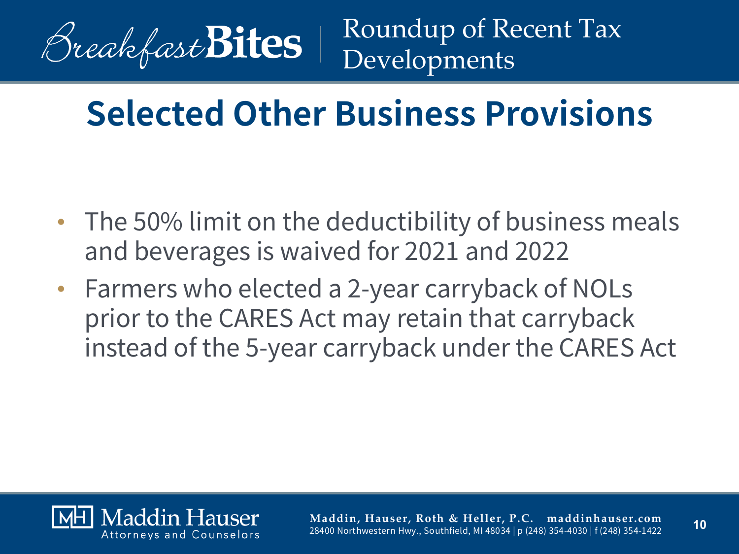# Selected Other Business Provisions

- The 50% limit on the deductibility of business meals and beverages is waived for 2021 and 2022
- Farmers who elected a 2-year carryback of NOLs prior to the CARES Act may retain that carryback instead of the 5-year carryback under the CARES Act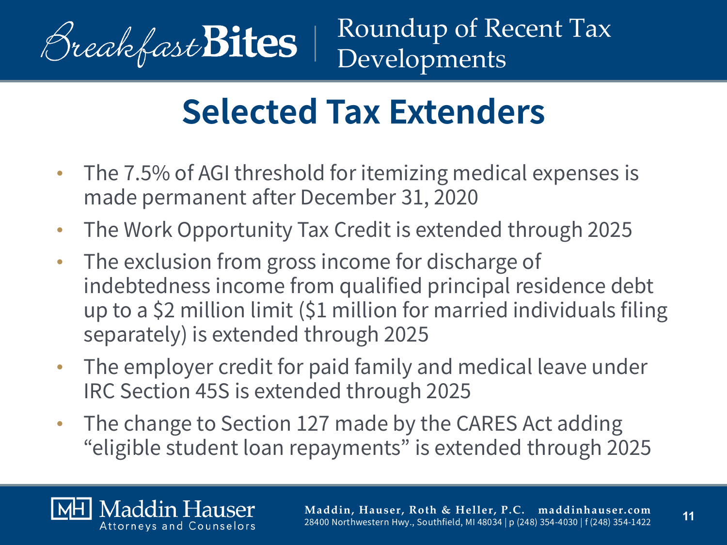# Selected Tax Extenders

- The 7.5% of AGI threshold for itemizing medical expenses is made permanent after December 31, 2020
- The Work Opportunity Tax Credit is extended through 2025
- The exclusion from gross income for discharge of indebtedness income from qualified principal residence debt up to a $2 million limit ($1 million for married individuals filing separately) is extended through 2025
- The employer credit for paid family and medical leave under IRC Section 45S is extended through 2025
- The change to Section 127 made by the CARES Act adding "eligible student loan repayments" is extended through 2025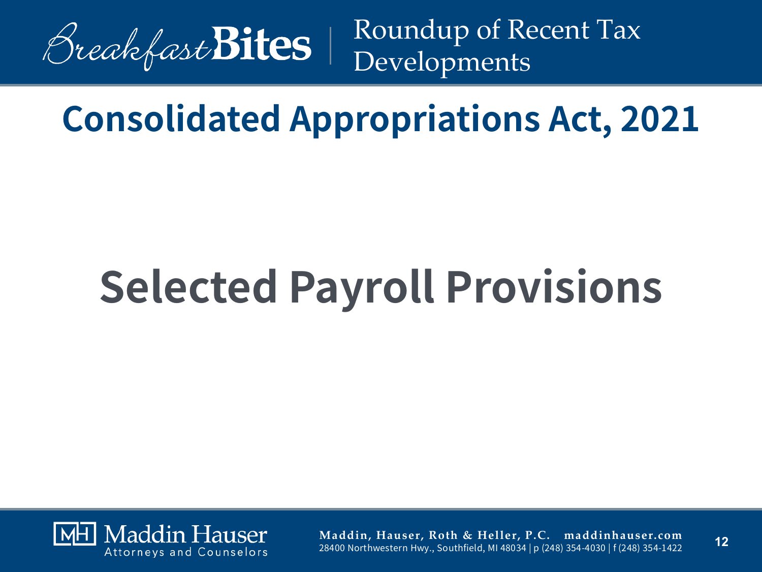# Consolidated Appropriations Act, 2021

## Selected Payroll Provisions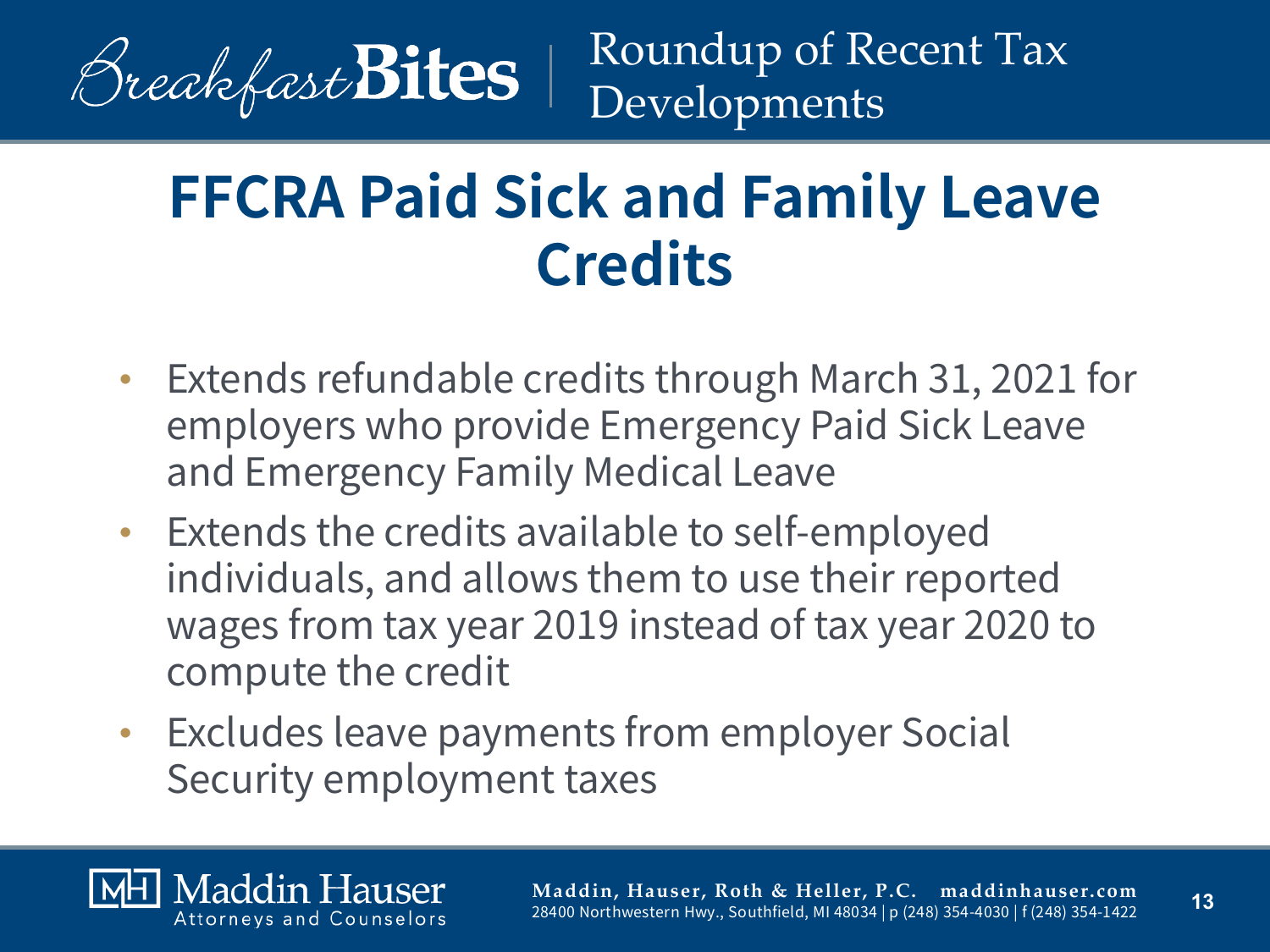# FFCRA Paid Sick and Family Leave Credits

- Extends refundable credits through March 31, 2021 for employers who provide Emergency Paid Sick Leave and Emergency Family Medical Leave
- Extends the credits available to self-employed individuals, and allows them to use their reported wages from tax year 2019 instead of tax year 2020 to compute the credit
- Excludes leave payments from employer Social Security employment taxes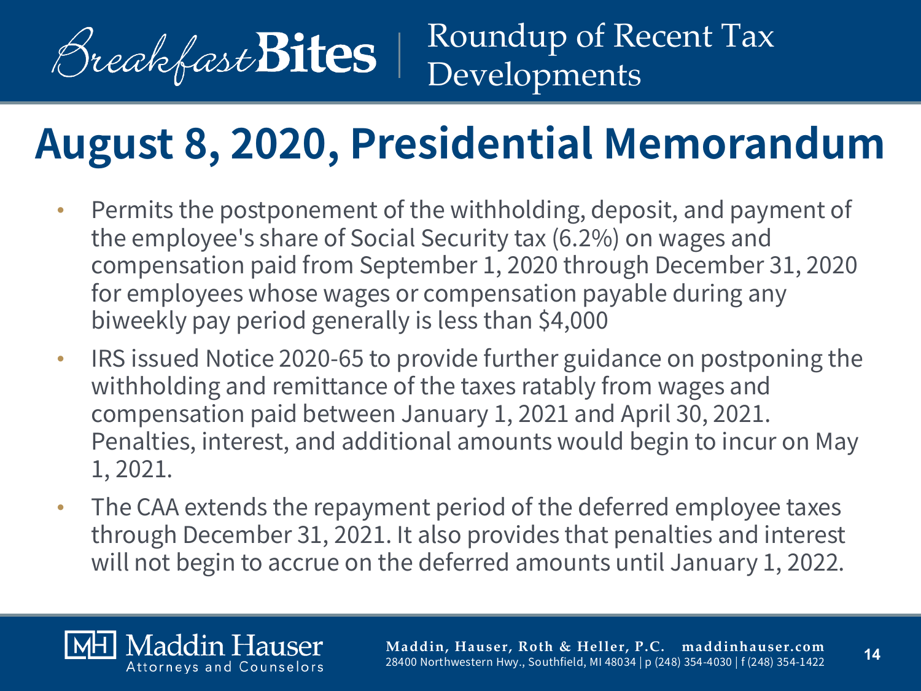# August 8, 2020, Presidential Memorandum

- Permits the postponement of the withholding, deposit, and payment of the employee's share of Social Security tax (6.2%) on wages and compensation paid from September 1, 2020 through December 31, 2020 for employees whose wages or compensation payable during any biweekly pay period generally is less than $4,000
- IRS issued Notice 2020-65 to provide further guidance on postponing the withholding and remittance of the taxes ratably from wages and compensation paid between January 1, 2021 and April 30, 2021. Penalties, interest, and additional amounts would begin to incur on May 1, 2021.
- The CAA extends the repayment period of the deferred employee taxes through December 31, 2021. It also provides that penalties and interest will not begin to accrue on the deferred amounts until January 1, 2022.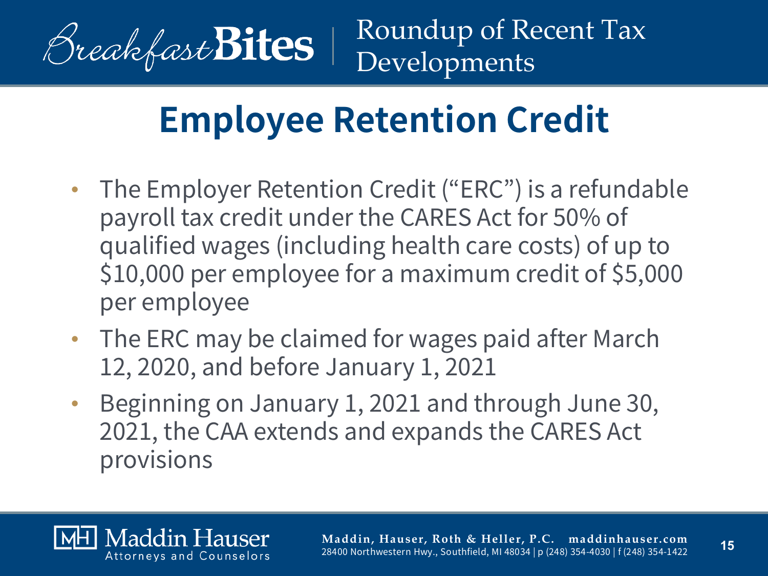# Employee Retention Credit

- The Employer Retention Credit ("ERC") is a refundable payroll tax credit under the CARES Act for 50% of qualified wages (including health care costs) of up to $10,000 per employee for a maximum credit of $5,000 per employee
- The ERC may be claimed for wages paid after March 12, 2020, and before January 1, 2021
- Beginning on January 1, 2021 and through June 30, 2021, the CAA extends and expands the CARES Act provisions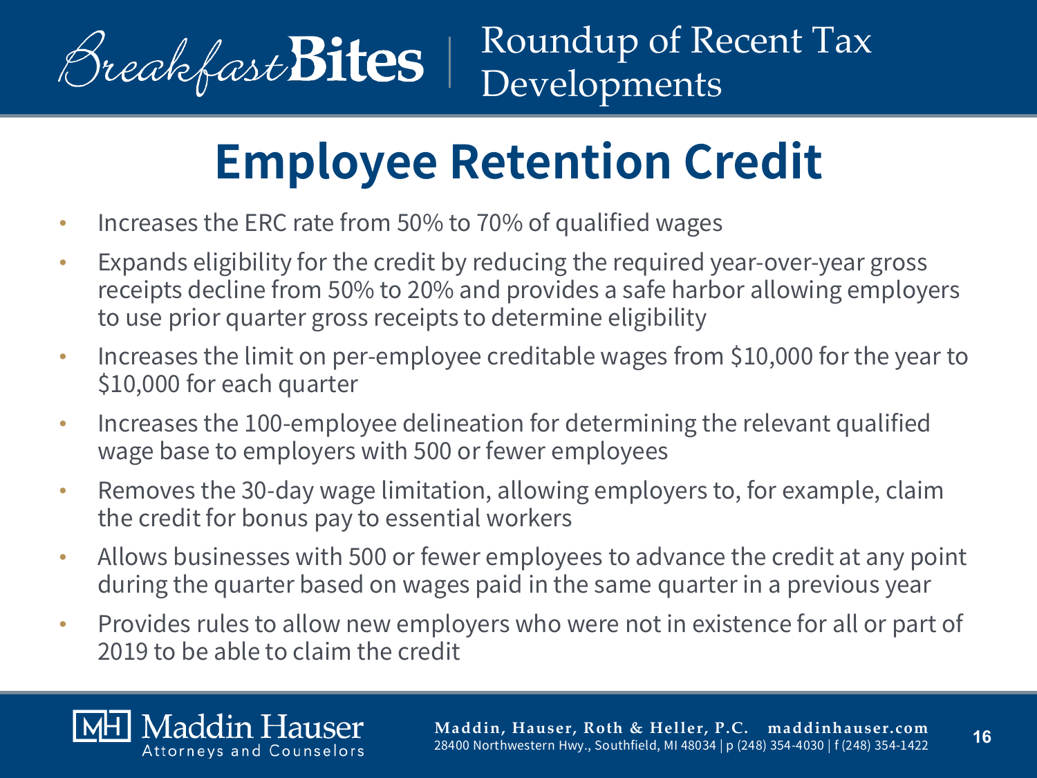# Employee Retention Credit

- Increases the ERC rate from 50% to 70% of qualified wages
- Expands eligibility for the credit by reducing the required year-over-year gross receipts decline from 50% to 20% and provides a safe harbor allowing employers to use prior quarter gross receipts to determine eligibility
- Increases the limit on per-employee creditable wages from $10,000 for the year to $10,000 for each quarter
- Increases the 100-employee delineation for determining the relevant qualified wage base to employers with 500 or fewer employees
- Removes the 30-day wage limitation, allowing employers to, for example, claim the credit for bonus pay to essential workers
- Allows businesses with 500 or fewer employees to advance the credit at any point during the quarter based on wages paid in the same quarter in a previous year
- Provides rules to allow new employers who were not in existence for all or part of 2019 to be able to claim the credit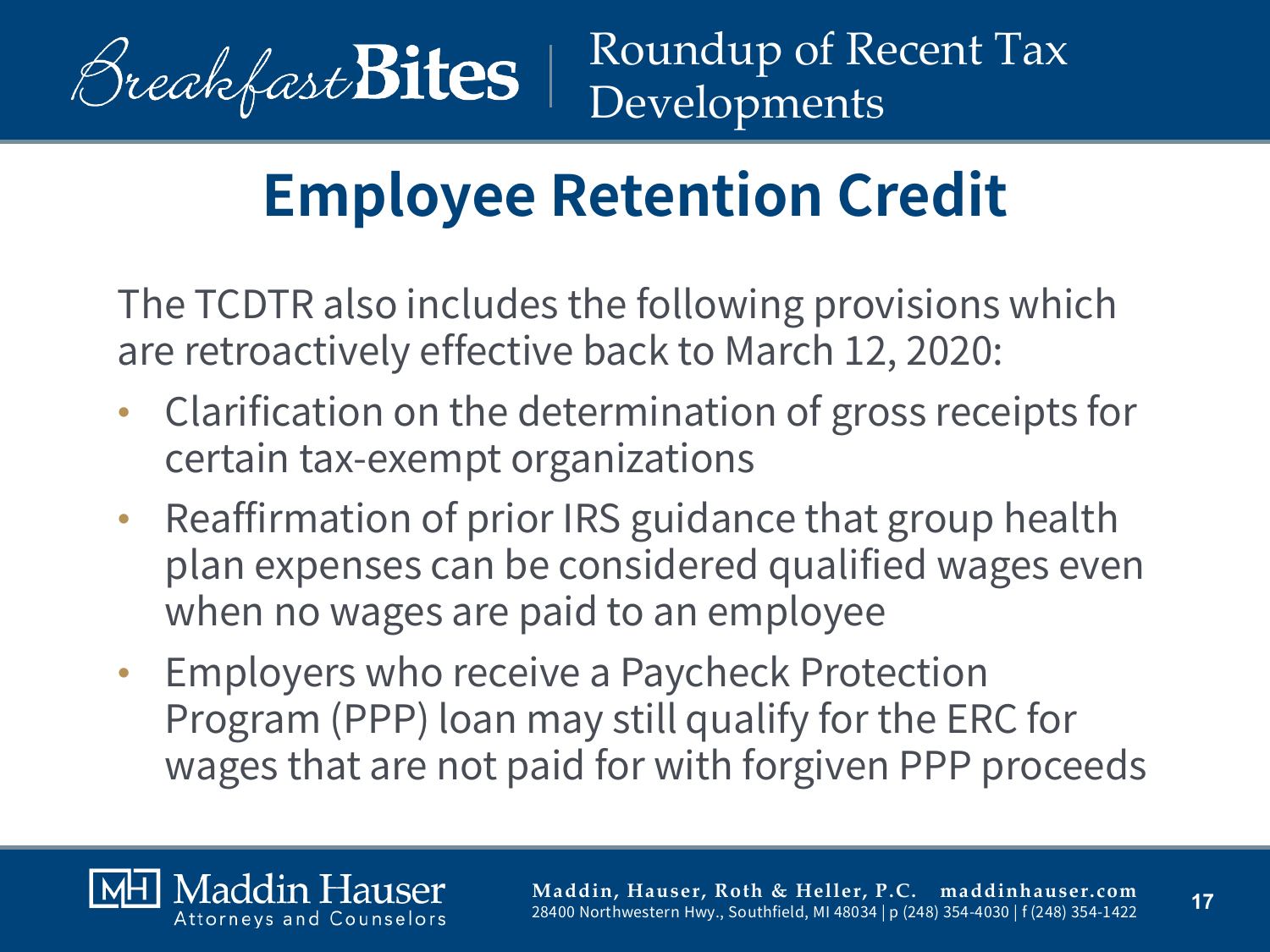# Employee Retention Credit

The TCDTR also includes the following provisions which are retroactively effective back to March 12, 2020:

- Clarification on the determination of gross receipts for certain tax-exempt organizations
- Reaffirmation of prior IRS guidance that group health plan expenses can be considered qualified wages even when no wages are paid to an employee
- Employers who receive a Paycheck Protection Program (PPP) loan may still qualify for the ERC for wages that are not paid for with forgiven PPP proceeds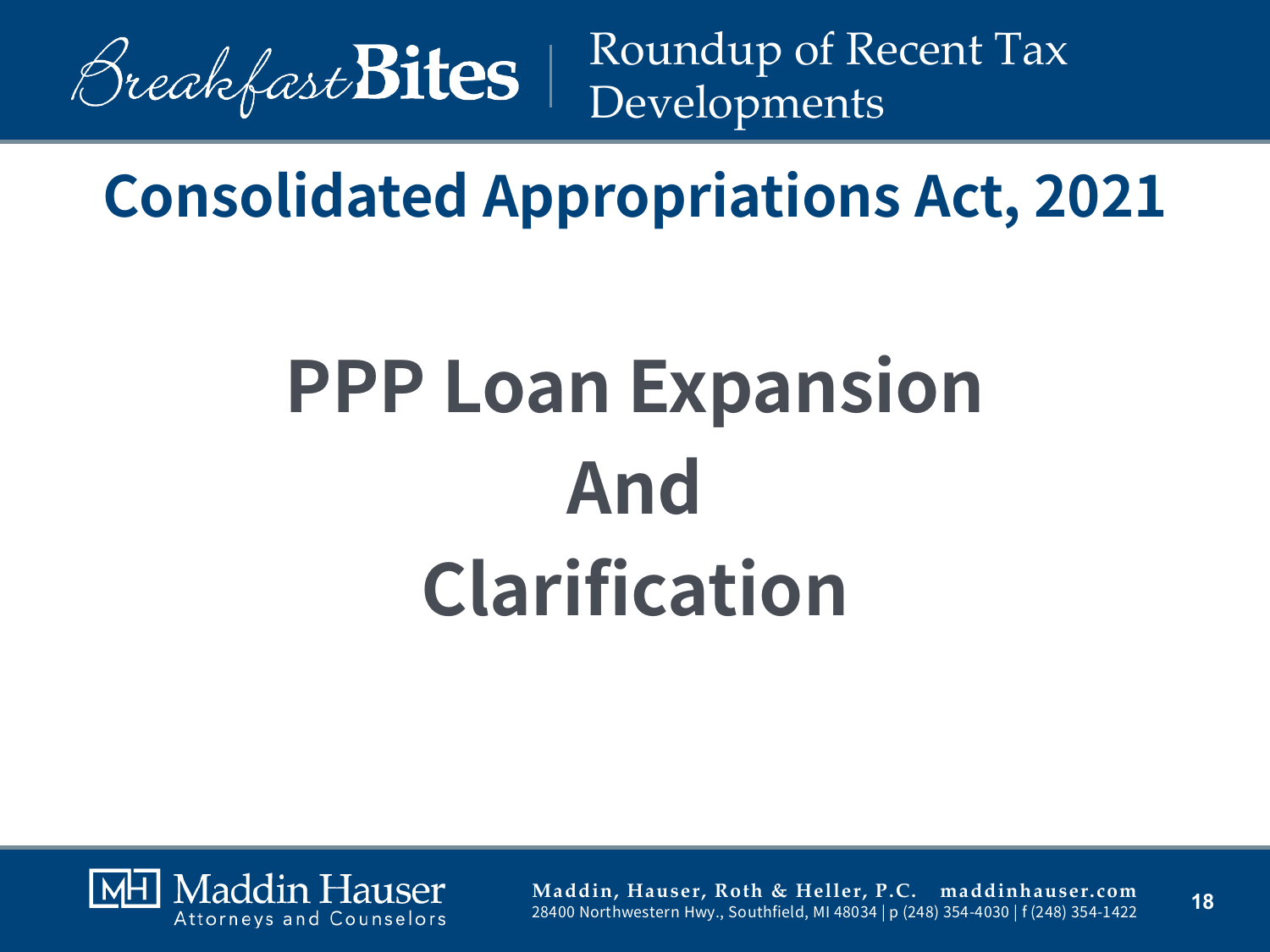# Consolidated Appropriations Act, 2021

## PPP Loan Expansion And Clarification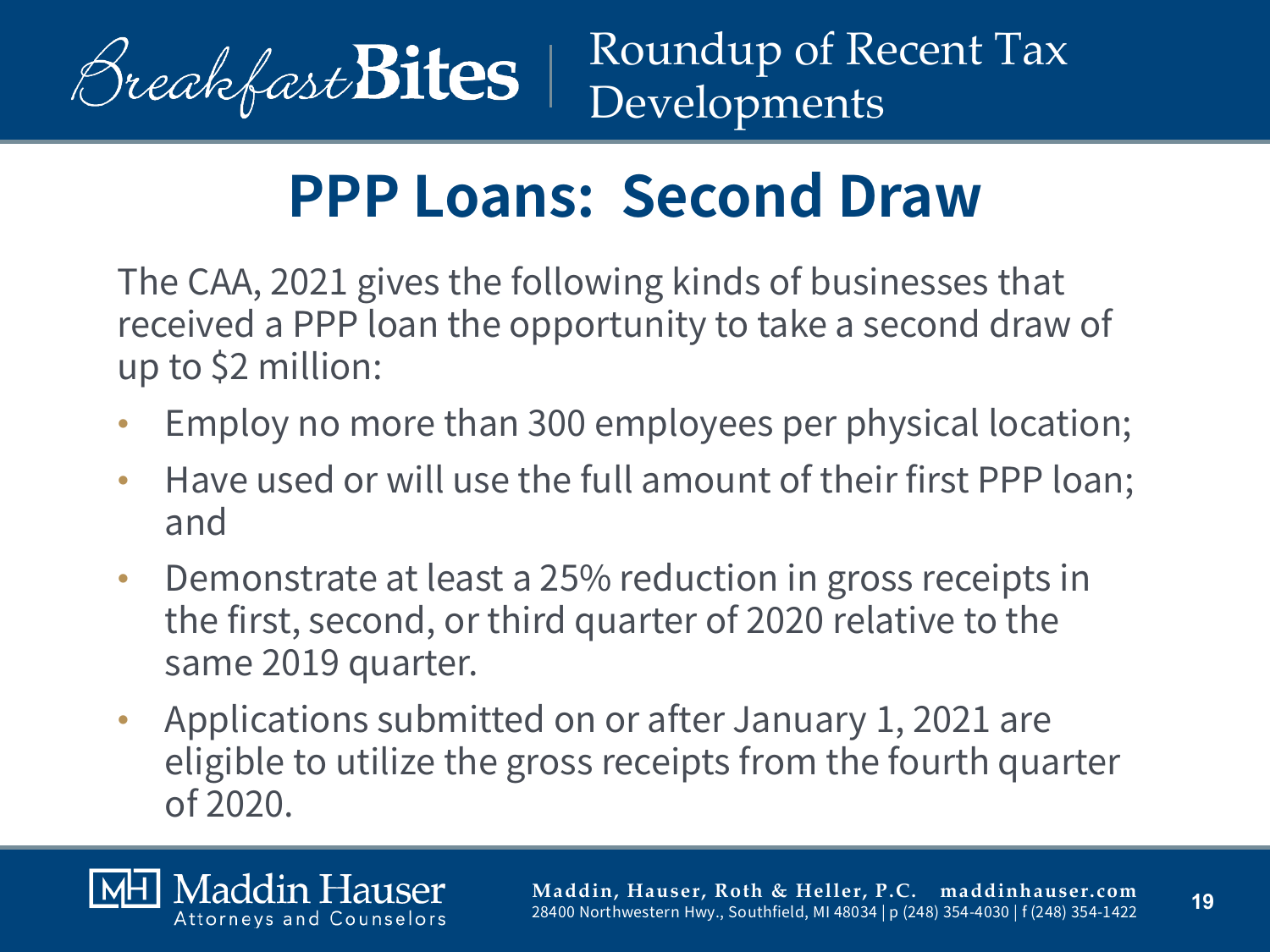# PPP Loans: Second Draw

The CAA, 2021 gives the following kinds of businesses that received a PPP loan the opportunity to take a second draw of up to $2 million:

- Employ no more than 300 employees per physical location;
- Have used or will use the full amount of their first PPP loan; and
- Demonstrate at least a 25% reduction in gross receipts in the first, second, or third quarter of 2020 relative to the same 2019 quarter.
- Applications submitted on or after January 1, 2021 are eligible to utilize the gross receipts from the fourth quarter of 2020.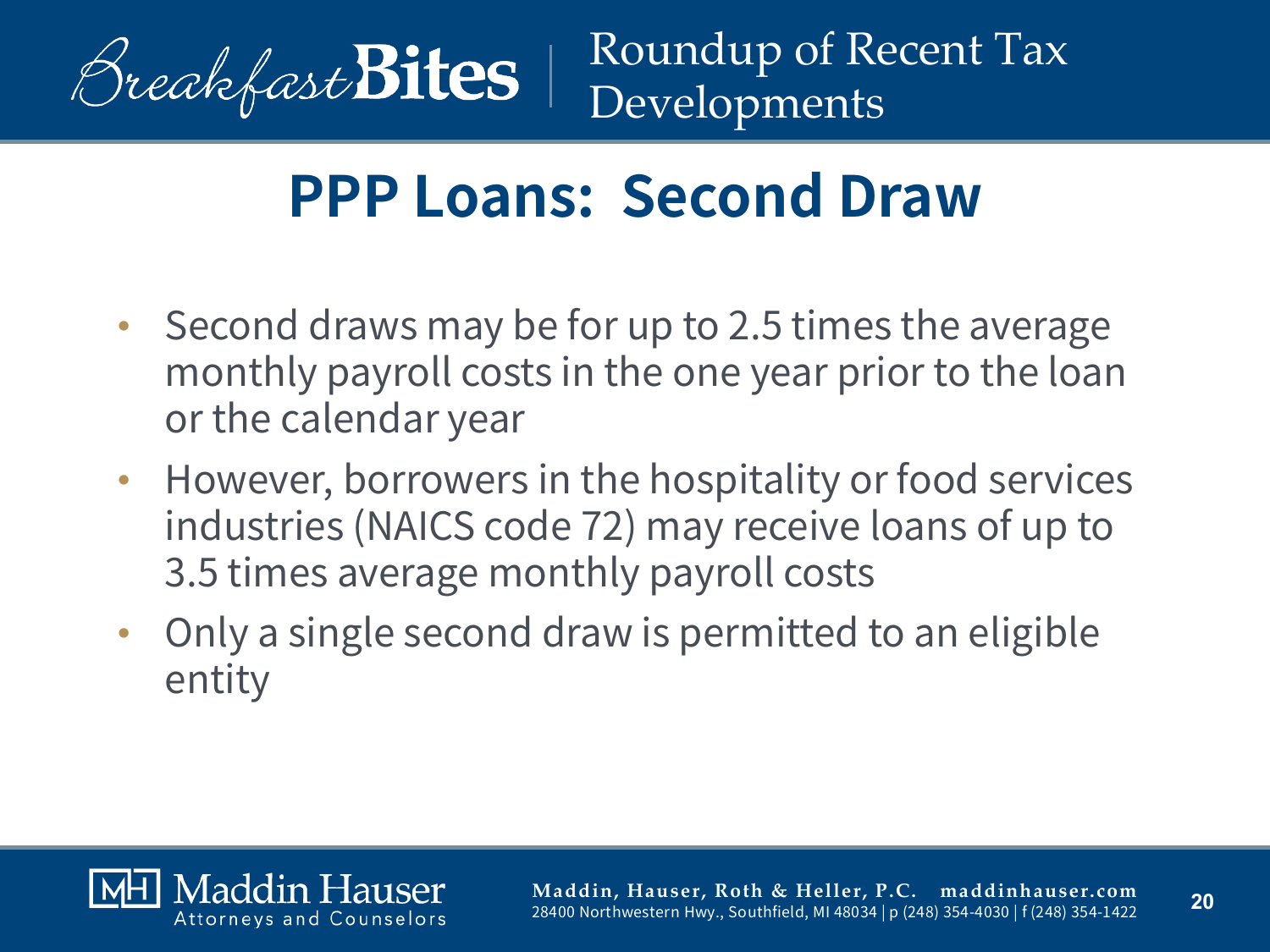# PPP Loans: Second Draw

- Second draws may be for up to 2.5 times the average monthly payroll costs in the one year prior to the loan or the calendar year
- However, borrowers in the hospitality or food services industries (NAICS code 72) may receive loans of up to 3.5 times average monthly payroll costs
- Only a single second draw is permitted to an eligible entity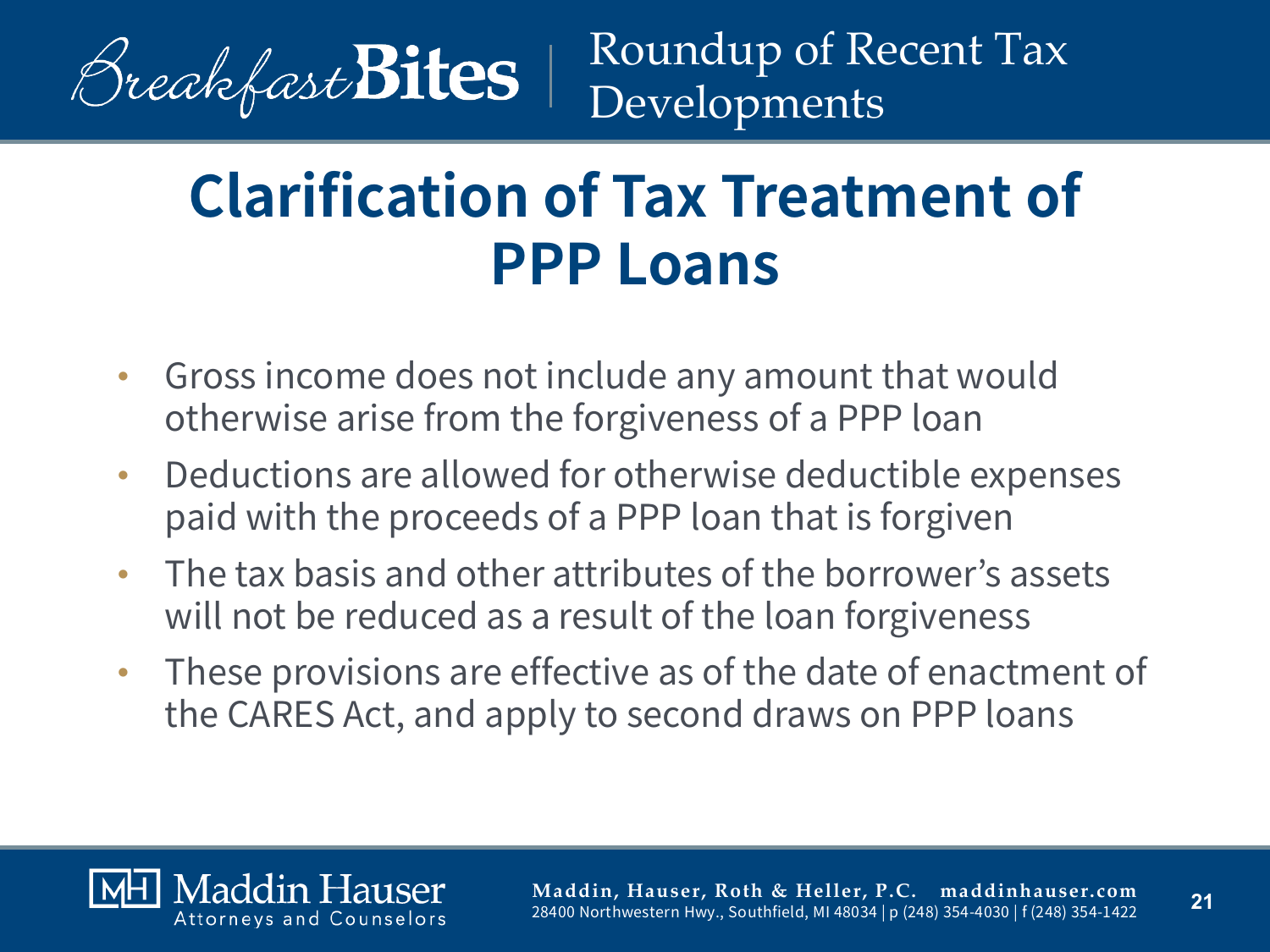# Clarification of Tax Treatment of PPP Loans

- Gross income does not include any amount that would otherwise arise from the forgiveness of a PPP loan
- Deductions are allowed for otherwise deductible expenses paid with the proceeds of a PPP loan that is forgiven
- The tax basis and other attributes of the borrower's assets will not be reduced as a result of the loan forgiveness
- These provisions are effective as of the date of enactment of the CARES Act, and apply to second draws on PPP loans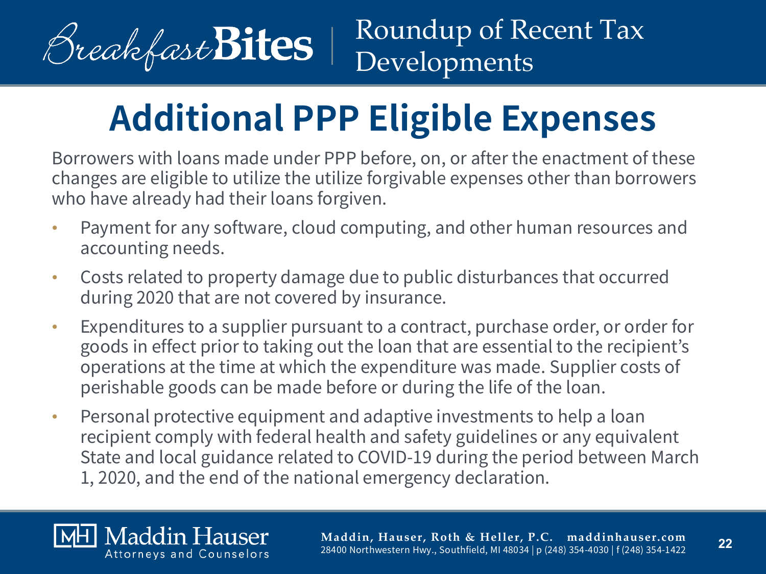# Additional PPP Eligible Expenses

Borrowers with loans made under PPP before, on, or after the enactment of these changes are eligible to utilize the utilize forgivable expenses other than borrowers who have already had their loans forgiven.

- Payment for any software, cloud computing, and other human resources and accounting needs.
- Costs related to property damage due to public disturbances that occurred during 2020 that are not covered by insurance.
- Expenditures to a supplier pursuant to a contract, purchase order, or order for goods in effect prior to taking out the loan that are essential to the recipient's operations at the time at which the expenditure was made. Supplier costs of perishable goods can be made before or during the life of the loan.
- Personal protective equipment and adaptive investments to help a loan recipient comply with federal health and safety guidelines or any equivalent State and local guidance related to COVID-19 during the period between March 1, 2020, and the end of the national emergency declaration.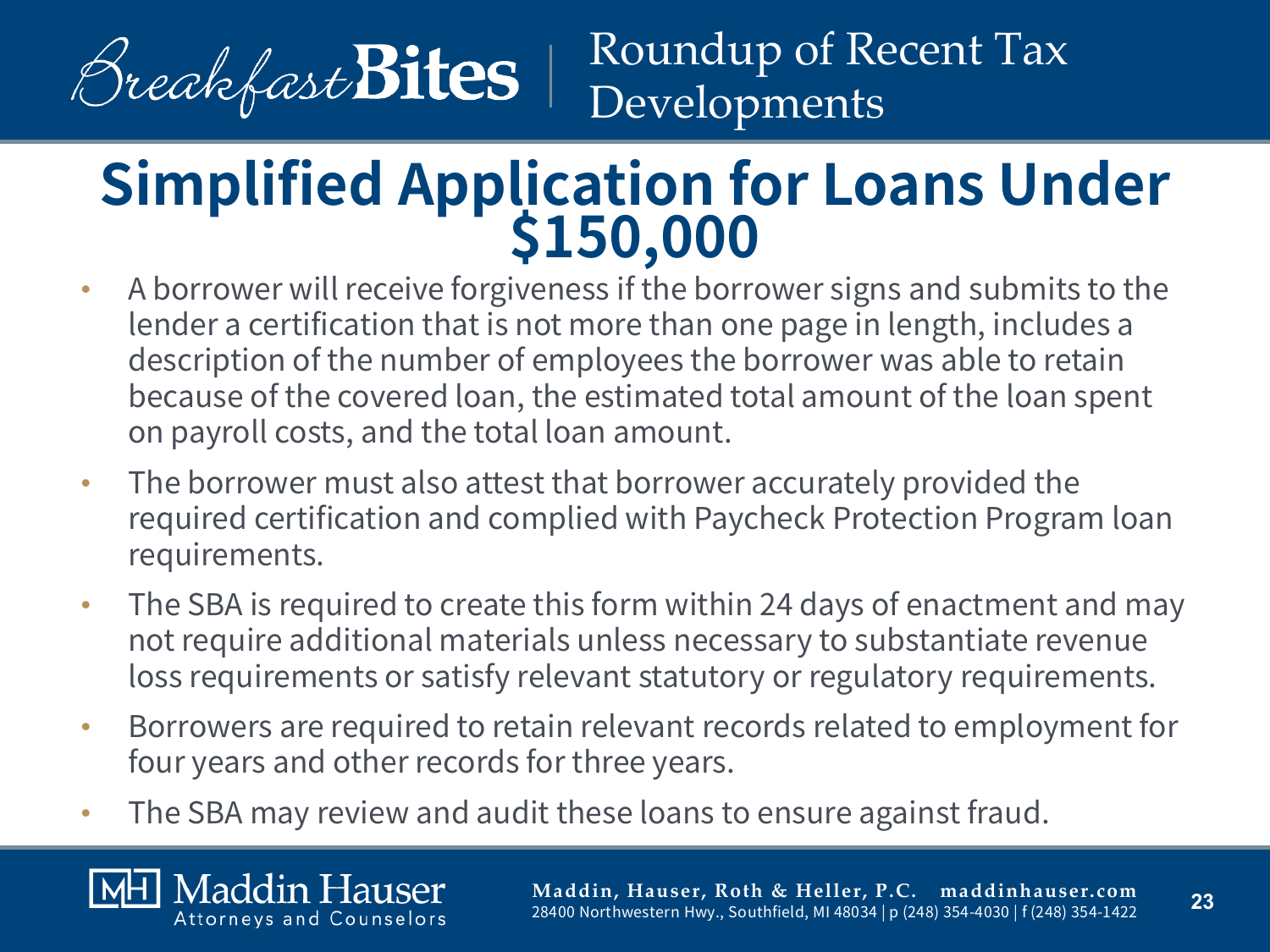# Simplified Application for Loans Under $150,000

- A borrower will receive forgiveness if the borrower signs and submits to the lender a certification that is not more than one page in length, includes a description of the number of employees the borrower was able to retain because of the covered loan, the estimated total amount of the loan spent on payroll costs, and the total loan amount.
- The borrower must also attest that borrower accurately provided the required certification and complied with Paycheck Protection Program loan requirements.
- The SBA is required to create this form within 24 days of enactment and may not require additional materials unless necessary to substantiate revenue loss requirements or satisfy relevant statutory or regulatory requirements.
- Borrowers are required to retain relevant records related to employment for four years and other records for three years.
- The SBA may review and audit these loans to ensure against fraud.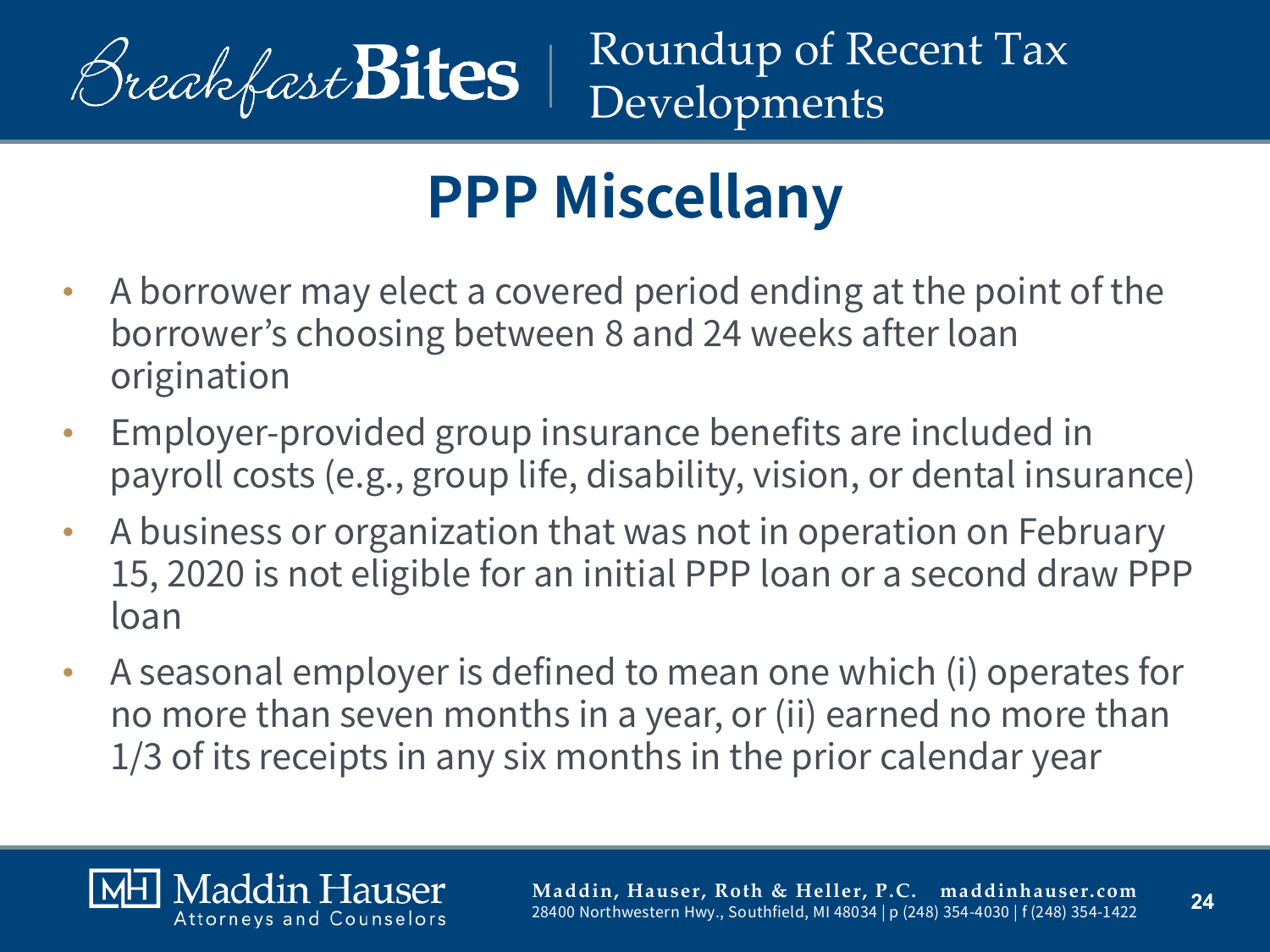# PPP Miscellany

- A borrower may elect a covered period ending at the point of the borrower's choosing between 8 and 24 weeks after loan origination
- Employer-provided group insurance benefits are included in payroll costs (e.g., group life, disability, vision, or dental insurance)
- A business or organization that was not in operation on February 15, 2020 is not eligible for an initial PPP loan or a second draw PPP loan
- A seasonal employer is defined to mean one which (i) operates for no more than seven months in a year, or (ii) earned no more than 1/3 of its receipts in any six months in the prior calendar year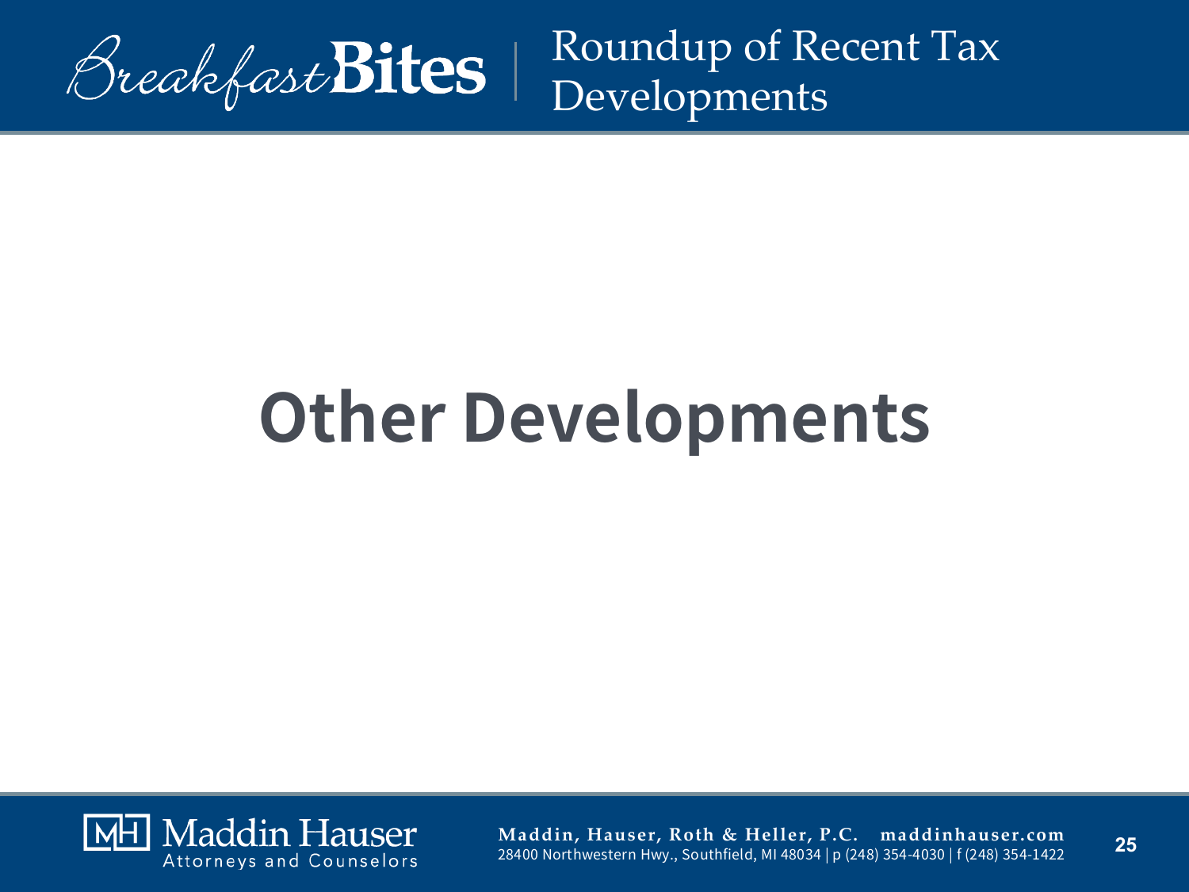# Other Developments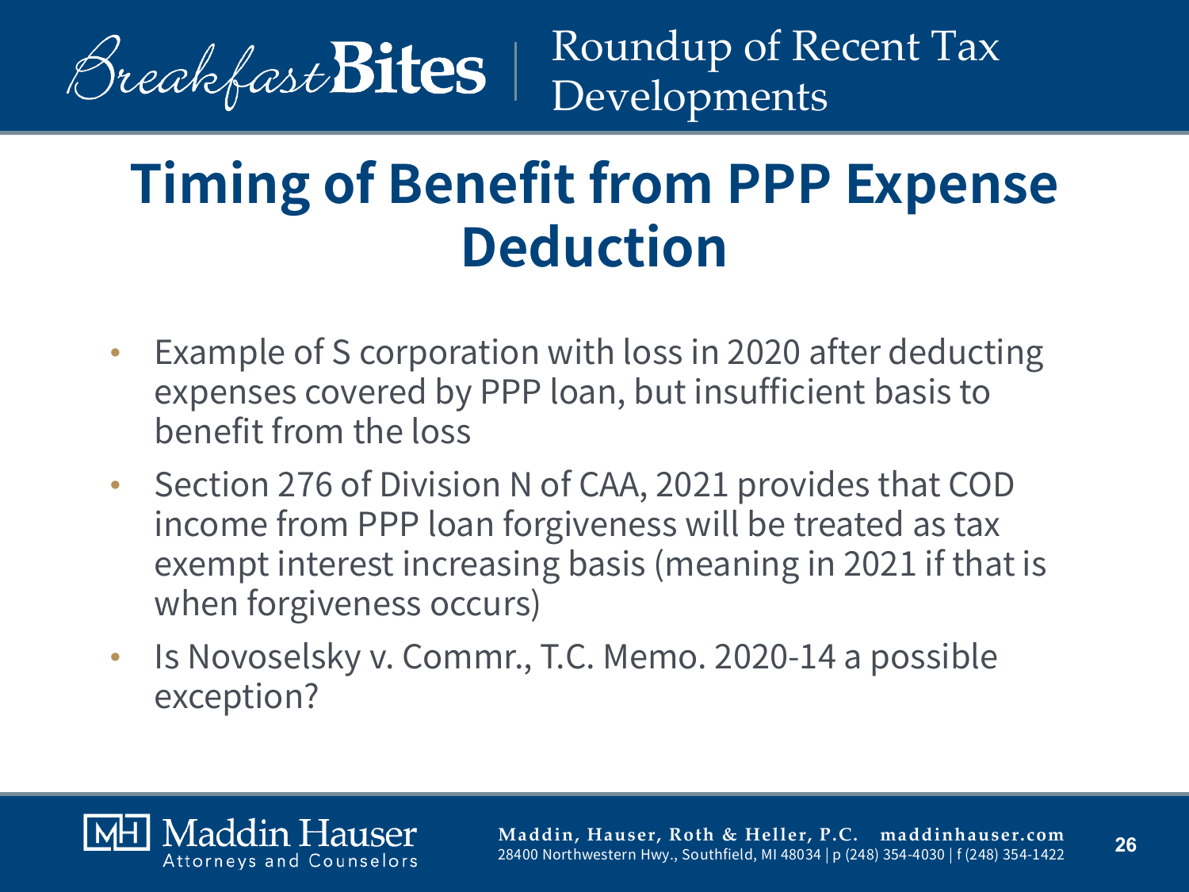# Timing of Benefit from PPP Expense Deduction

- Example of S corporation with loss in 2020 after deducting expenses covered by PPP loan, but insufficient basis to benefit from the loss
- Section 276 of Division N of CAA, 2021 provides that COD income from PPP loan forgiveness will be treated as tax exempt interest increasing basis (meaning in 2021 if that is when forgiveness occurs)
- Is Novoselsky v. Commr., T.C. Memo. 2020-14 a possible exception?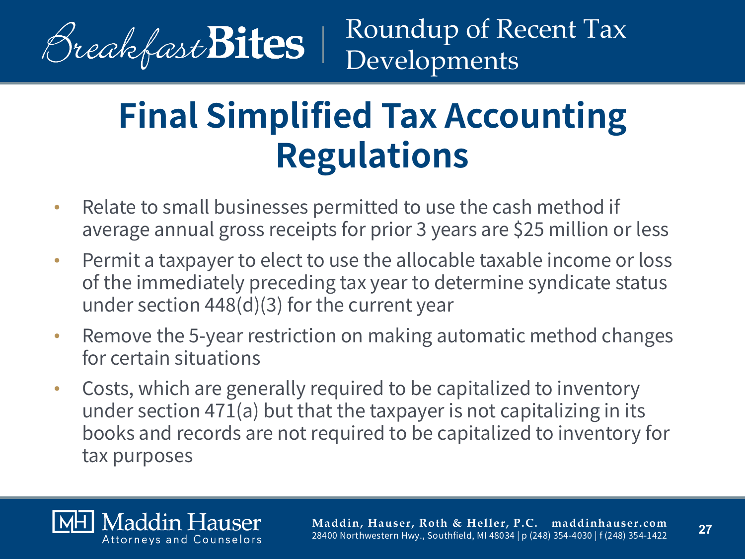# Final Simplified Tax Accounting Regulations

- Relate to small businesses permitted to use the cash method if average annual gross receipts for prior 3 years are $25 million or less
- Permit a taxpayer to elect to use the allocable taxable income or loss of the immediately preceding tax year to determine syndicate status under section 448(d)(3) for the current year
- Remove the 5-year restriction on making automatic method changes for certain situations
- Costs, which are generally required to be capitalized to inventory under section 471(a) but that the taxpayer is not capitalizing in its books and records are not required to be capitalized to inventory for tax purposes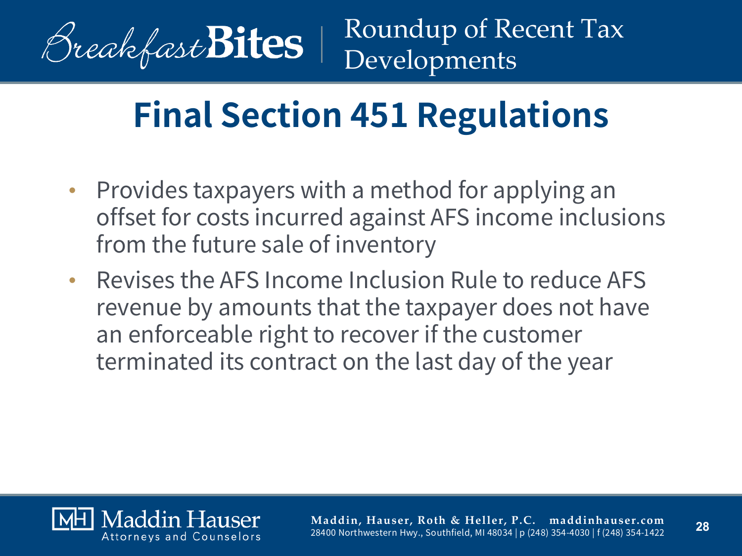# Final Section 451 Regulations

- Provides taxpayers with a method for applying an offset for costs incurred against AFS income inclusions from the future sale of inventory
- Revises the AFS Income Inclusion Rule to reduce AFS revenue by amounts that the taxpayer does not have an enforceable right to recover if the customer terminated its contract on the last day of the year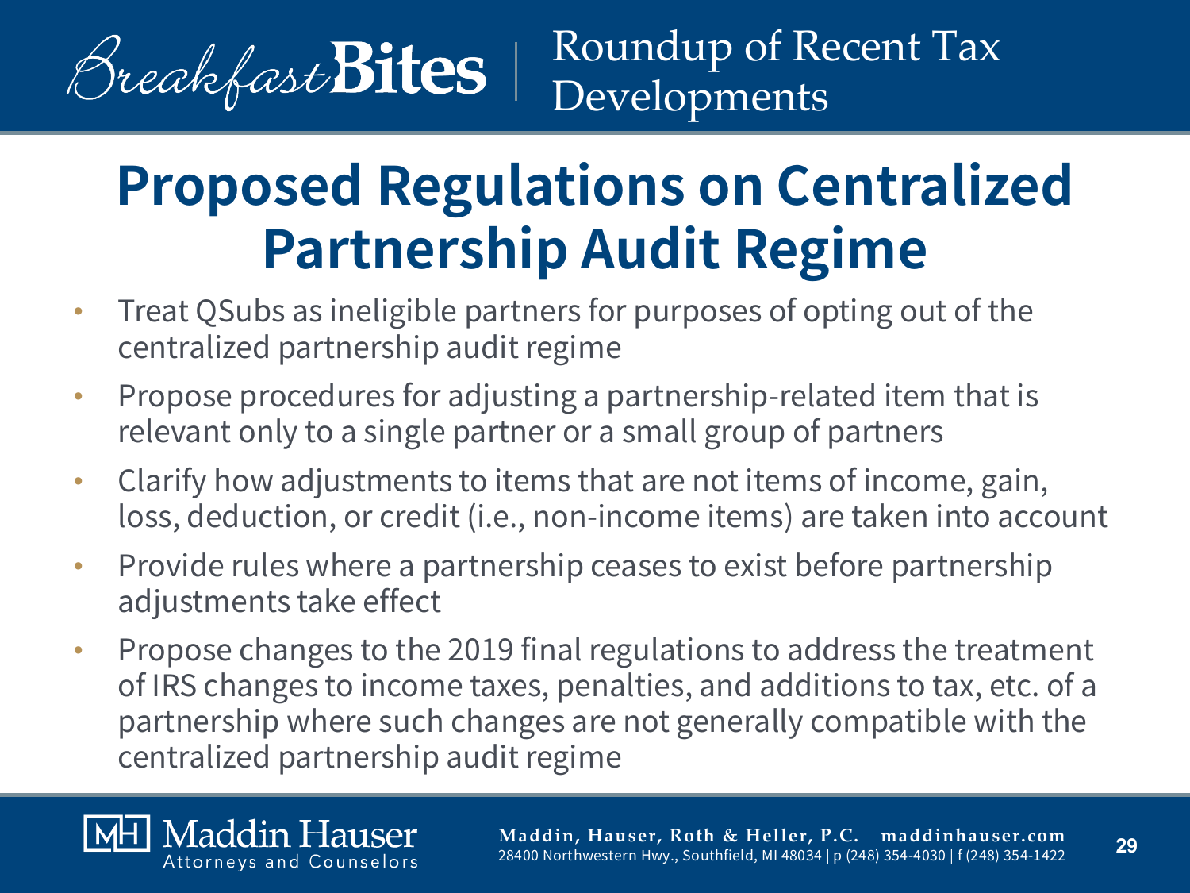# Proposed Regulations on Centralized Partnership Audit Regime

- Treat QSubs as ineligible partners for purposes of opting out of the centralized partnership audit regime
- Propose procedures for adjusting a partnership-related item that is relevant only to a single partner or a small group of partners
- Clarify how adjustments to items that are not items of income, gain, loss, deduction, or credit (i.e., non-income items) are taken into account
- Provide rules where a partnership ceases to exist before partnership adjustments take effect
- Propose changes to the 2019 final regulations to address the treatment of IRS changes to income taxes, penalties, and additions to tax, etc. of a partnership where such changes are not generally compatible with the centralized partnership audit regime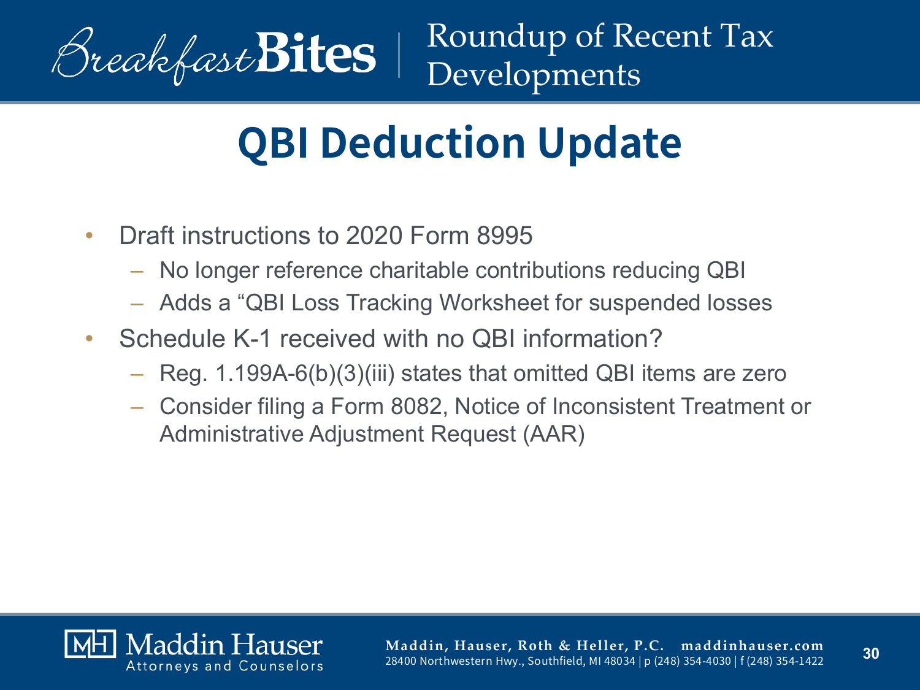# QBI Deduction Update

- Draft instructions to 2020 Form 8995
  - No longer reference charitable contributions reducing QBI
  - Adds a “QBI Loss Tracking Worksheet for suspended losses
- Schedule K-1 received with no QBI information?
  - Reg. 1.199A-6(b)(3)(iii) states that omitted QBI items are zero
  - Consider filing a Form 8082, Notice of Inconsistent Treatment or Administrative Adjustment Request (AAR)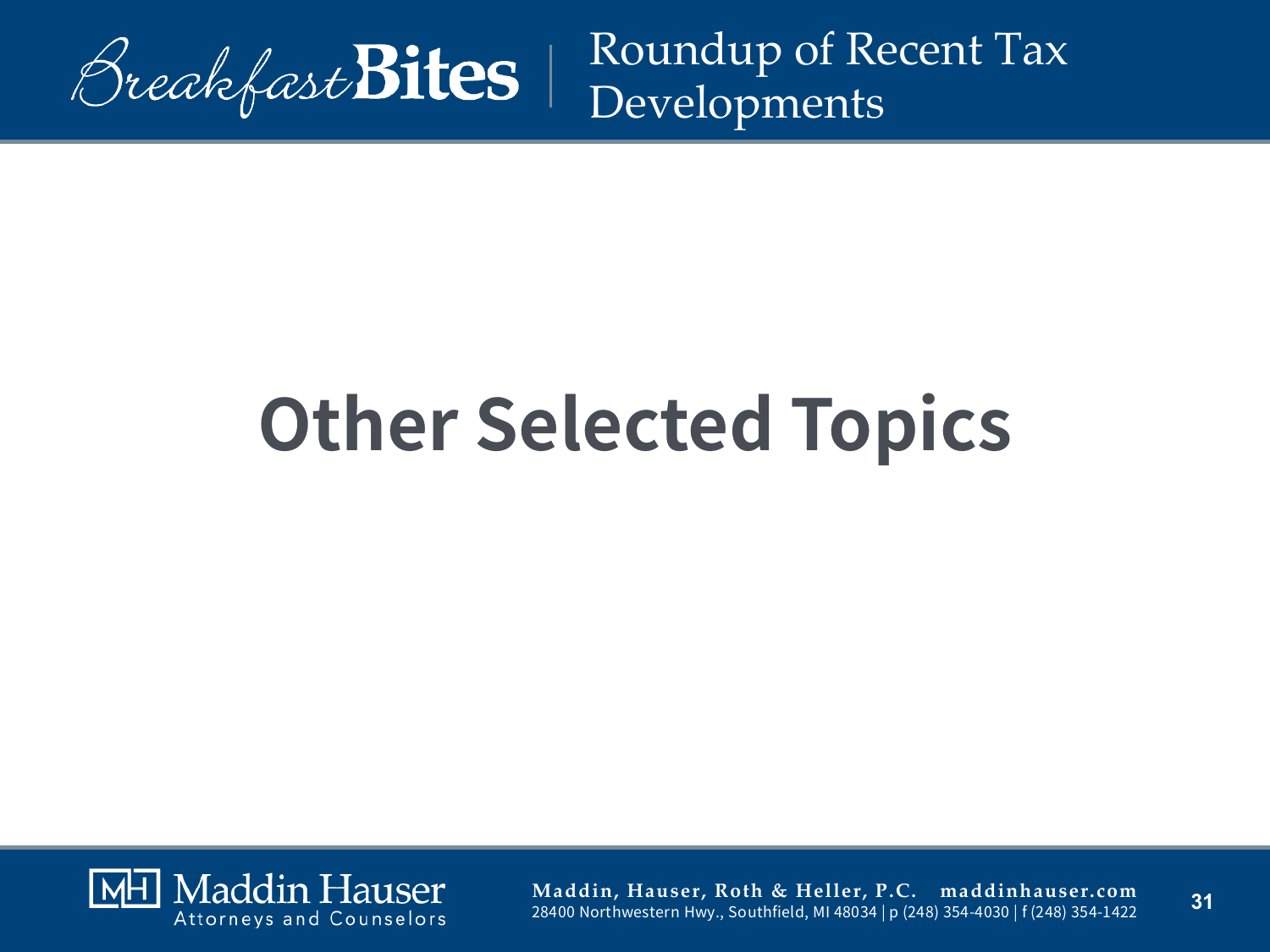# Other Selected Topics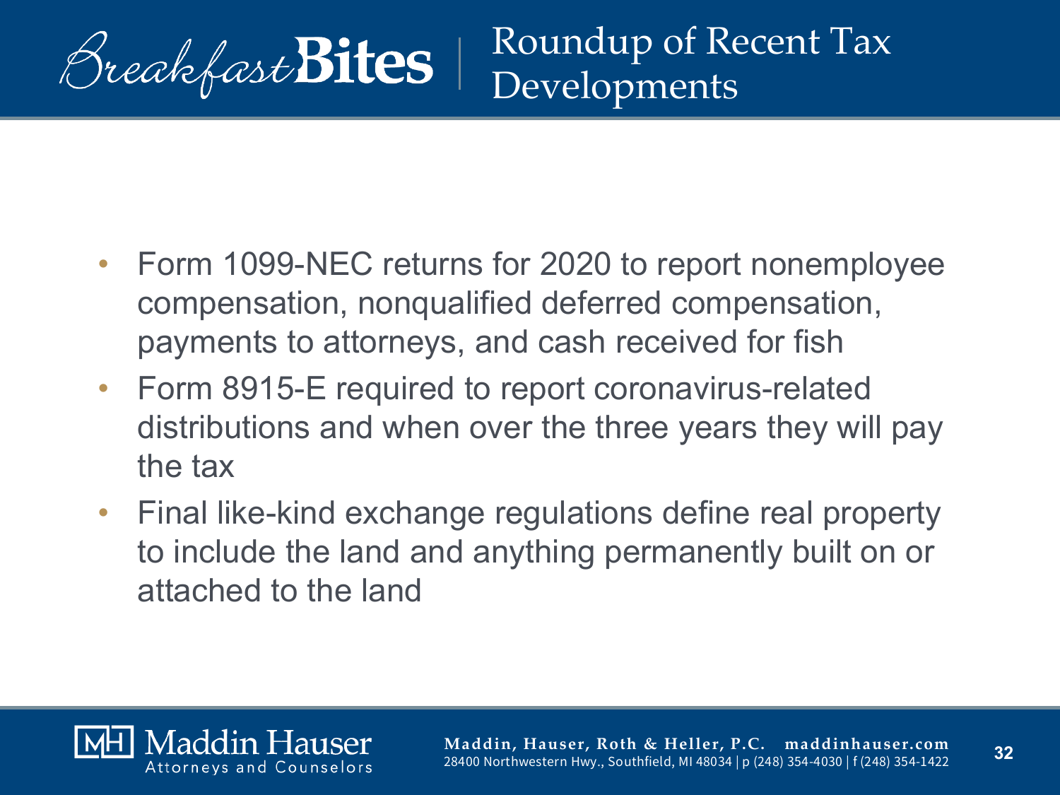- Form 1099-NEC returns for 2020 to report nonemployee compensation, nonqualified deferred compensation, payments to attorneys, and cash received for fish
- Form 8915-E required to report coronavirus-related distributions and when over the three years they will pay the tax
- Final like-kind exchange regulations define real property to include the land and anything permanently built on or attached to the land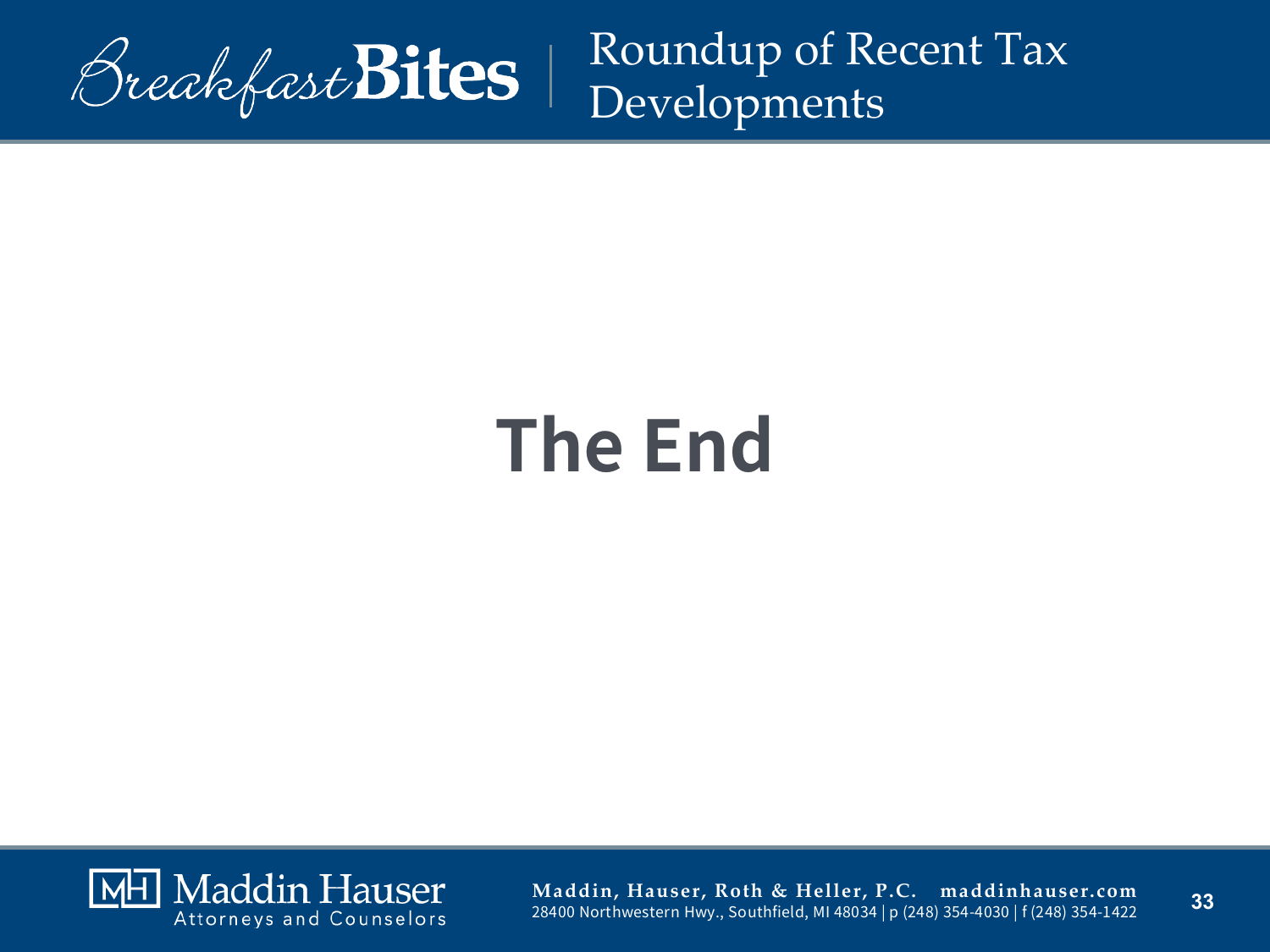# The End